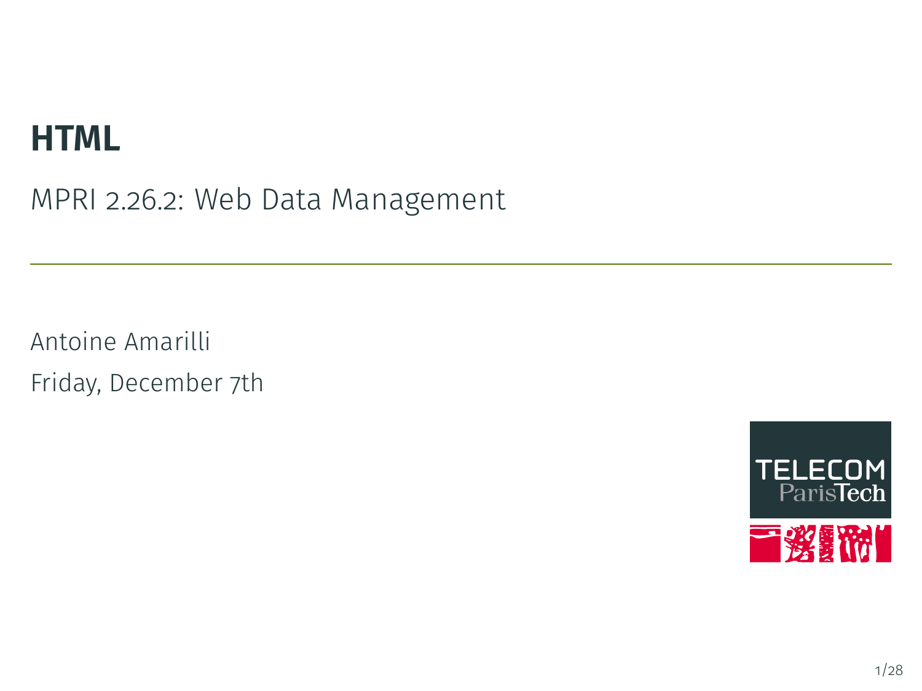# HTML

MPRI 2.26.2: Web Data Management

---

Antoine Amarilli

Friday, December 7th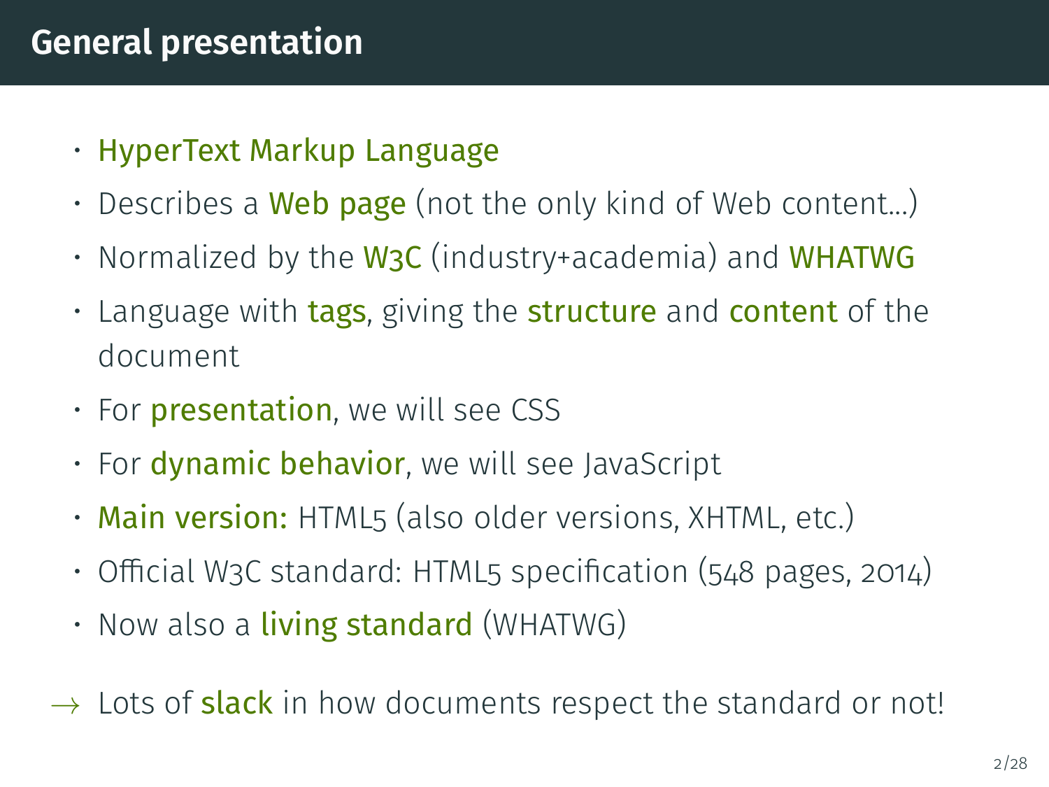# General presentation

- HyperText Markup Language
- Describes a Web page (not the only kind of Web content…)
- Normalized by the W3C (industry+academia) and WHATWG
- Language with tags, giving the structure and content of the document
- For presentation, we will see CSS
- For dynamic behavior, we will see JavaScript
- Main version: HTML5 (also older versions, XHTML, etc.)
- Official W3C standard: HTML5 specification (548 pages, 2014)
- Now also a living standard (WHATWG)

→ Lots of slack in how documents respect the standard or not!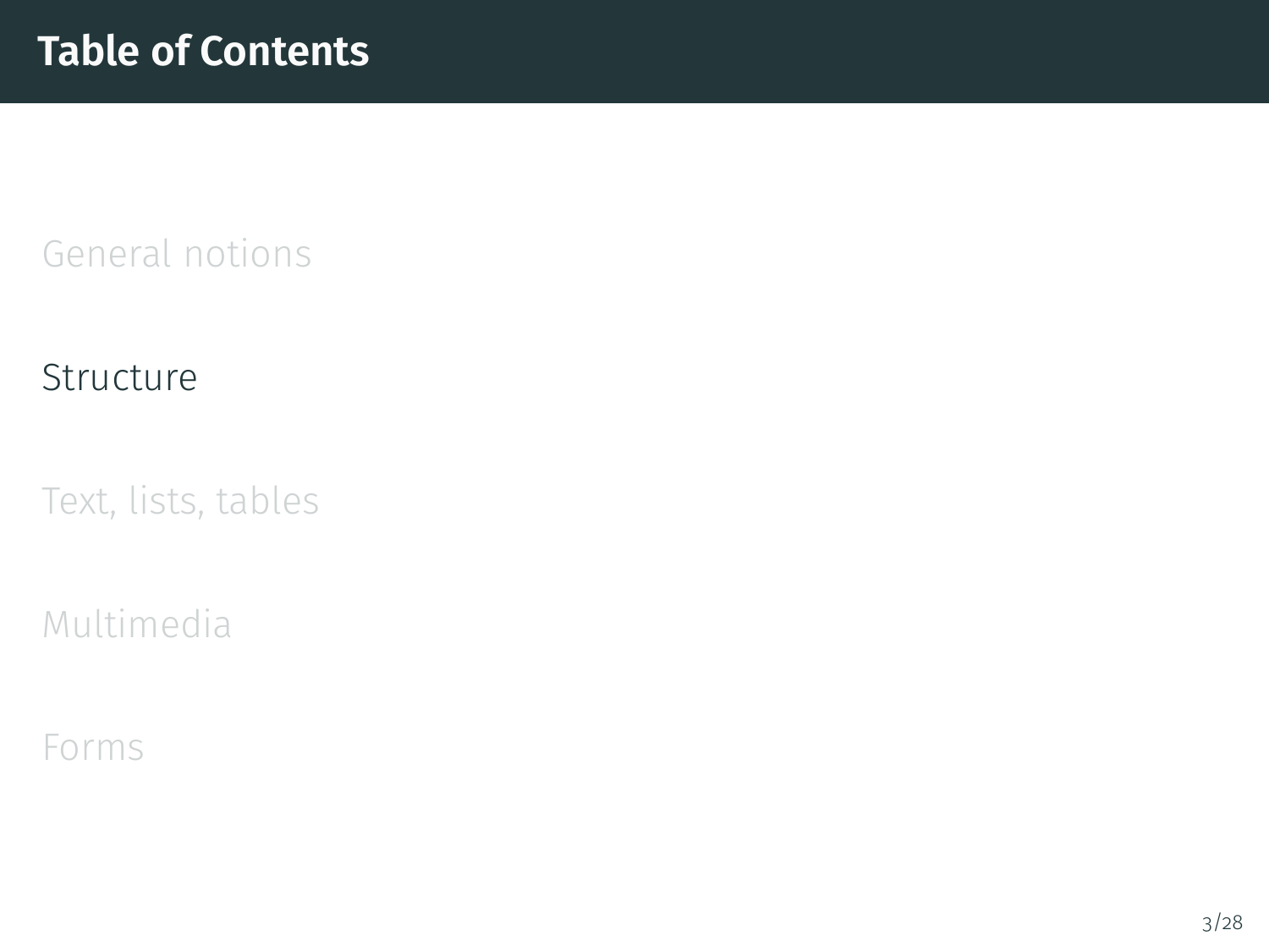# Table of Contents

General notions

Structure

Text, lists, tables

Multimedia

Forms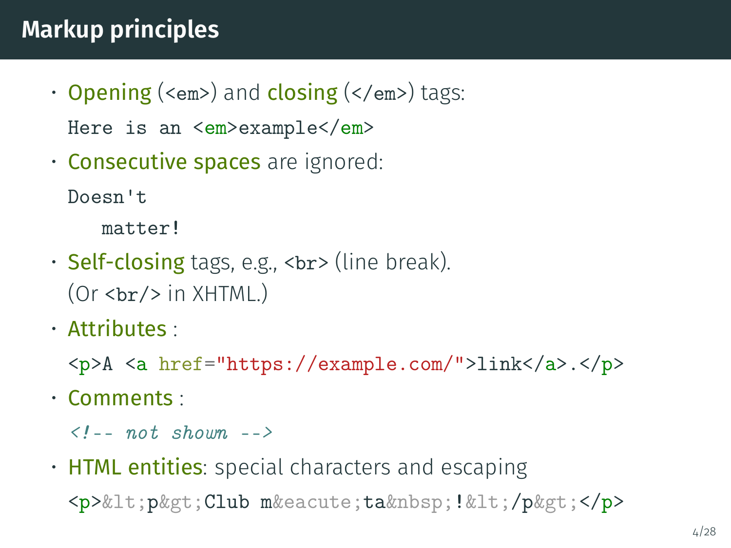## Markup principles

- **Opening** (`<em>`) and **closing** (`</em>`) tags:

  ```
  Here is an <em>example</em>
  ```

- **Consecutive spaces** are ignored:

  ```
  Doesn't
     matter!
  ```

- **Self-closing** tags, e.g., `<br>` (line break).
  (Or `<br/>` in XHTML.)

- **Attributes** :

  ```
  <p>A <a href="https://example.com/">link</a>.</p>
  ```

- **Comments** :

  ```
  <!-- not shown -->
  ```

- **HTML entities**: special characters and escaping

  ```
  <p>&lt;p&gt;Club m&eacute;ta&nbsp;!&lt;/p&gt;</p>
  ```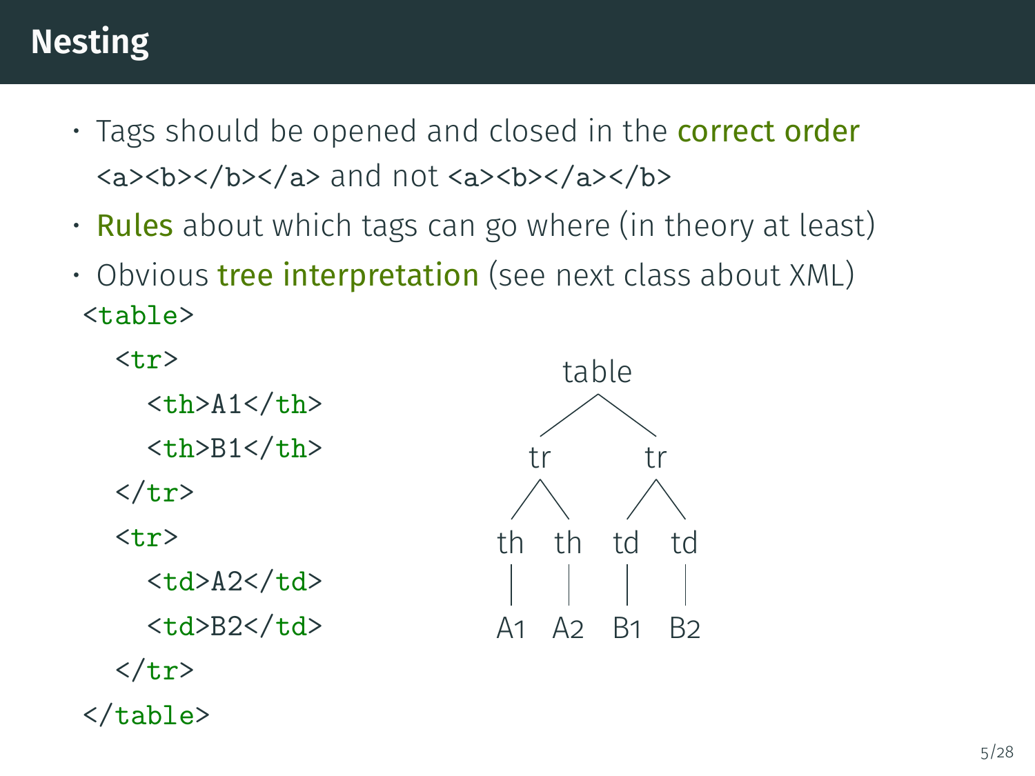## Nesting

- Tags should be opened and closed in the **correct order** `<a><b></b></a>` and not `<a><b></a></b>`
- **Rules** about which tags can go where (in theory at least)
- Obvious **tree interpretation** (see next class about XML)

```
<table>
  <tr>
    <th>A1</th>
    <th>B1</th>
  </tr>
  <tr>
    <td>A2</td>
    <td>B2</td>
  </tr>
</table>
```

```
          table
        /       \
      tr         tr
     /  \       /  \
   th    th   td    td
   |     |    |     |
   A1    A2   B1    B2
```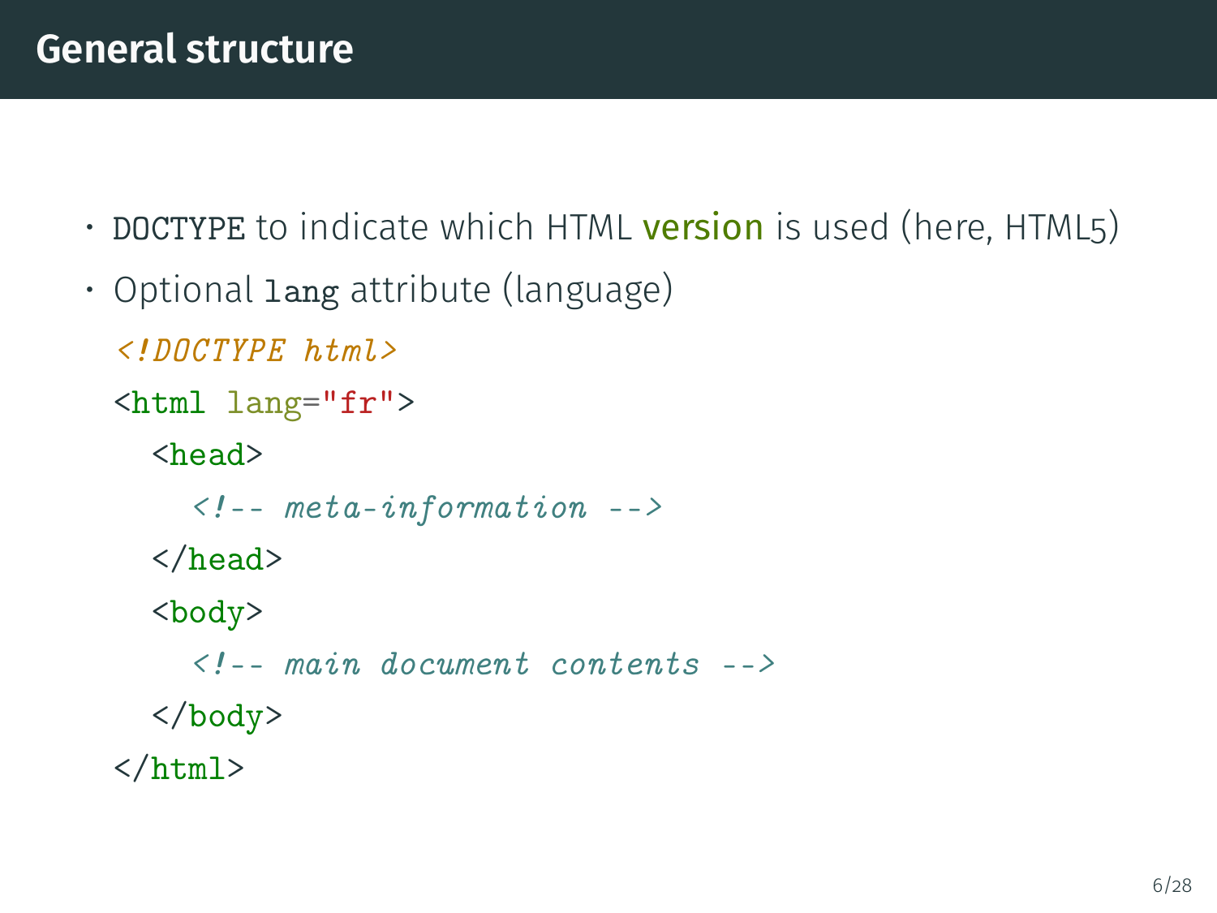# General structure

- `DOCTYPE` to indicate which HTML version is used (here, HTML5)
- Optional `lang` attribute (language)

```html
<!DOCTYPE html>
<html lang="fr">
  <head>
    <!-- meta-information -->
  </head>
  <body>
    <!-- main document contents -->
  </body>
</html>
```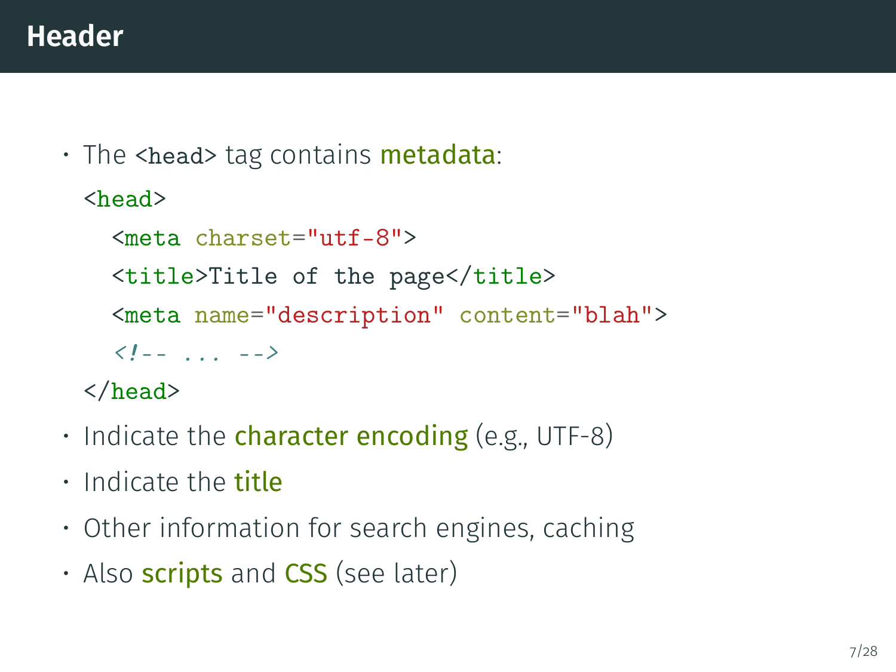# Header

- The `<head>` tag contains **metadata**:

```html
<head>
  <meta charset="utf-8">
  <title>Title of the page</title>
  <meta name="description" content="blah">
  <!-- ... -->
</head>
```

- Indicate the **character encoding** (e.g., UTF-8)
- Indicate the **title**
- Other information for search engines, caching
- Also **scripts** and **CSS** (see later)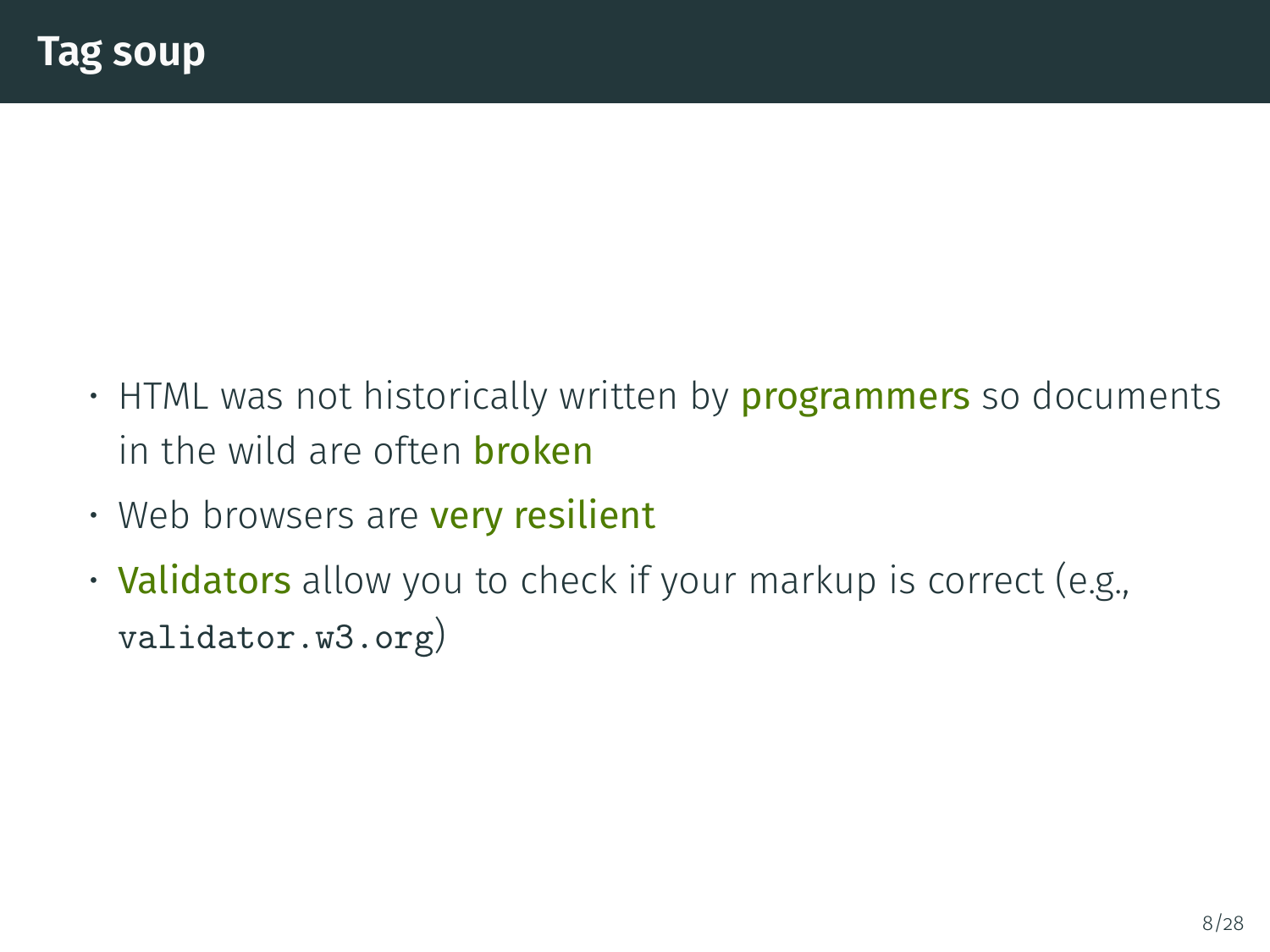# Tag soup

- HTML was not historically written by **programmers** so documents in the wild are often **broken**
- Web browsers are **very resilient**
- **Validators** allow you to check if your markup is correct (e.g., `validator.w3.org`)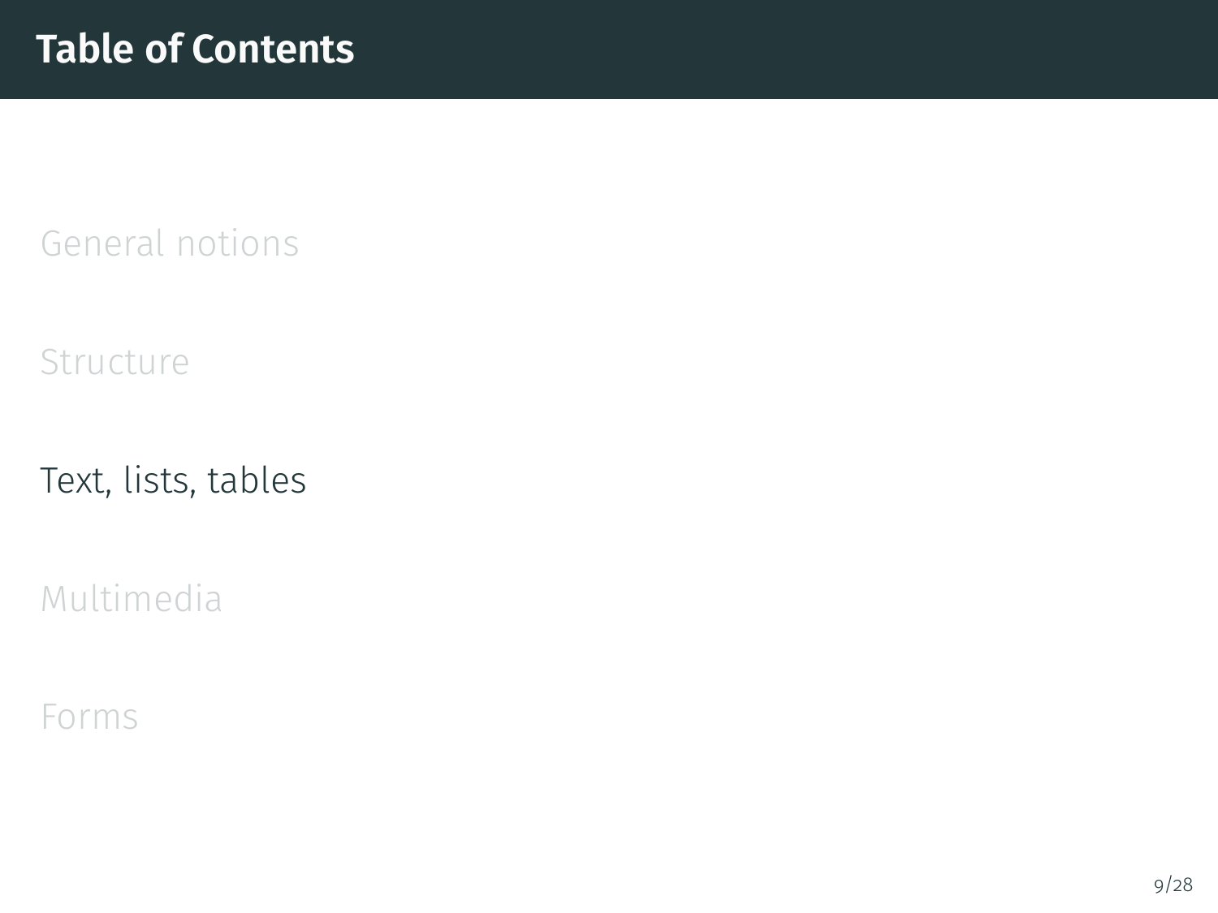# Table of Contents

General notions

Structure

Text, lists, tables

Multimedia

Forms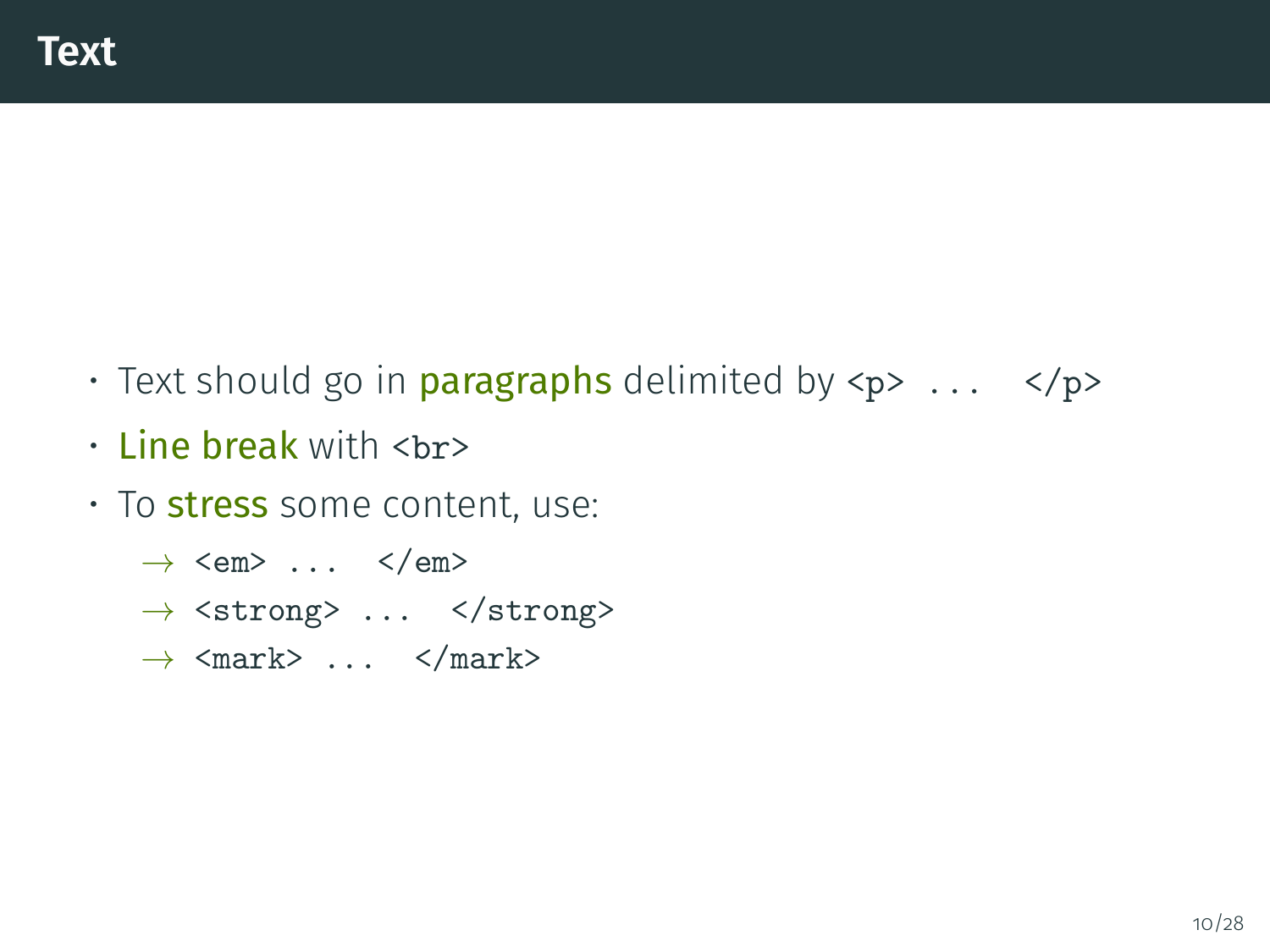# Text

- Text should go in **paragraphs** delimited by `<p> ... </p>`
- **Line break** with `<br>`
- To **stress** some content, use:
  - → `<em> ... </em>`
  - → `<strong> ... </strong>`
  - → `<mark> ... </mark>`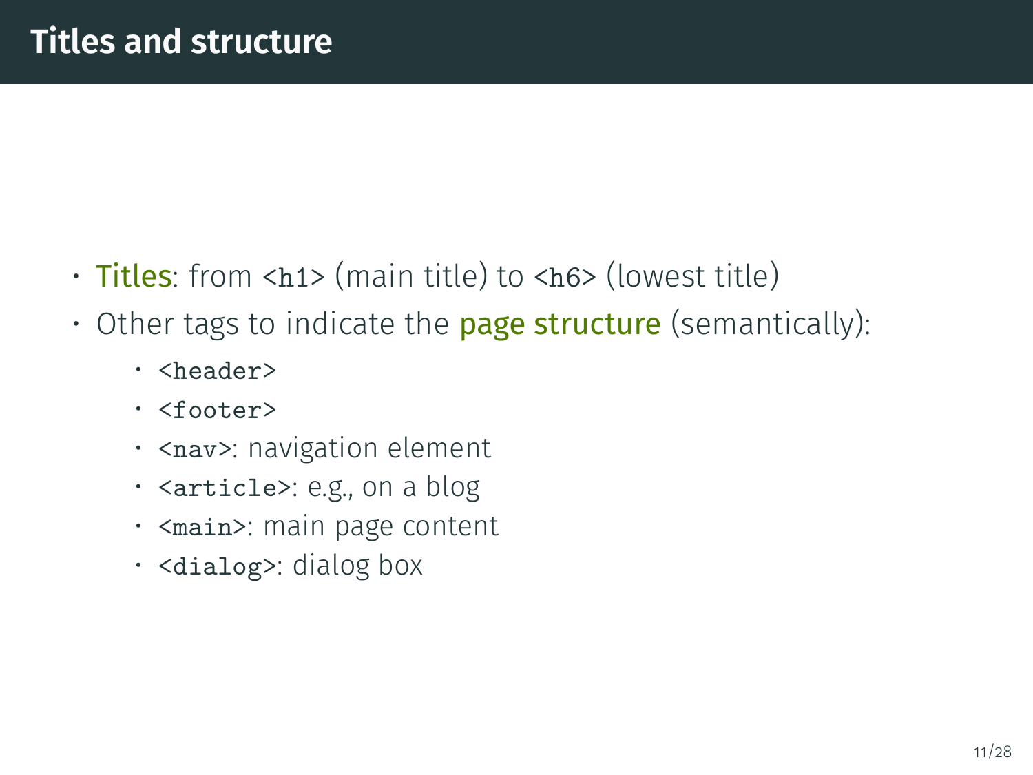## Titles and structure

- Titles: from `<h1>` (main title) to `<h6>` (lowest title)
- Other tags to indicate the page structure (semantically):
  - `<header>`
  - `<footer>`
  - `<nav>`: navigation element
  - `<article>`: e.g., on a blog
  - `<main>`: main page content
  - `<dialog>`: dialog box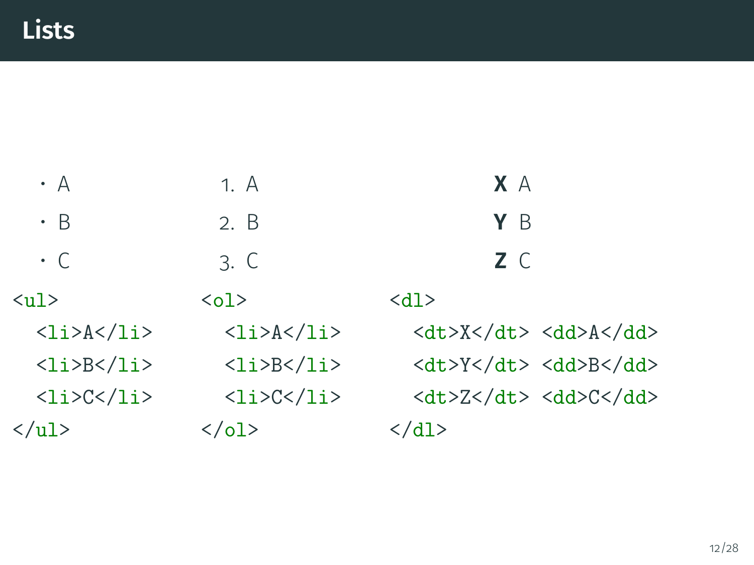# Lists

- A
- B
- C

```
<ul>
  <li>A</li>
  <li>B</li>
  <li>C</li>
</ul>
```

1. A
2. B
3. C

```
<ol>
  <li>A</li>
  <li>B</li>
  <li>C</li>
</ol>
```

**X** A

**Y** B

**Z** C

```
<dl>
  <dt>X</dt> <dd>A</dd>
  <dt>Y</dt> <dd>B</dd>
  <dt>Z</dt> <dd>C</dd>
</dl>
```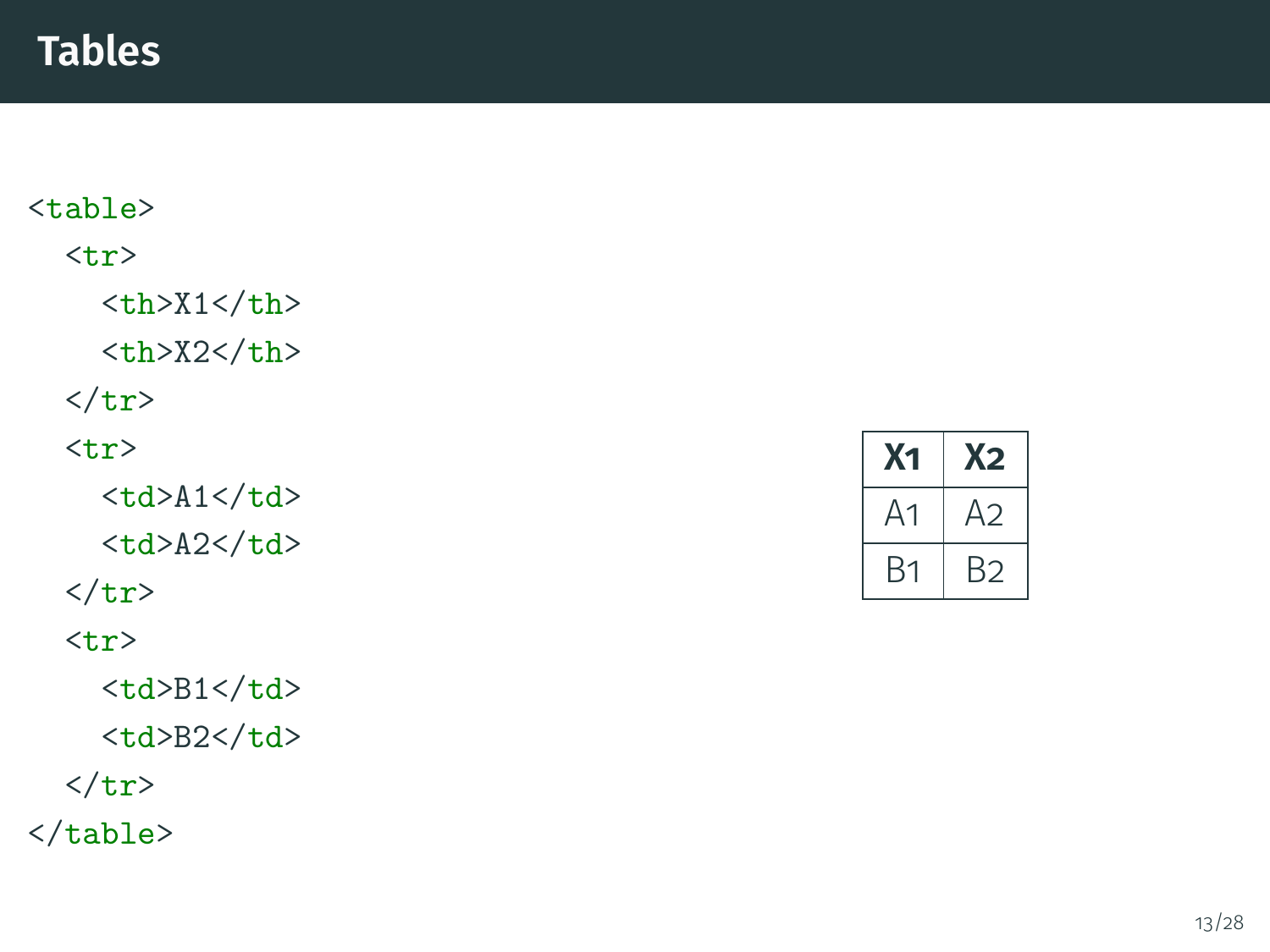# Tables

```html
<table>
  <tr>
    <th>X1</th>
    <th>X2</th>
  </tr>
  <tr>
    <td>A1</td>
    <td>A2</td>
  </tr>
  <tr>
    <td>B1</td>
    <td>B2</td>
  </tr>
</table>
```

| X1 | X2 |
|---|---|
| A1 | A2 |
| B1 | B2 |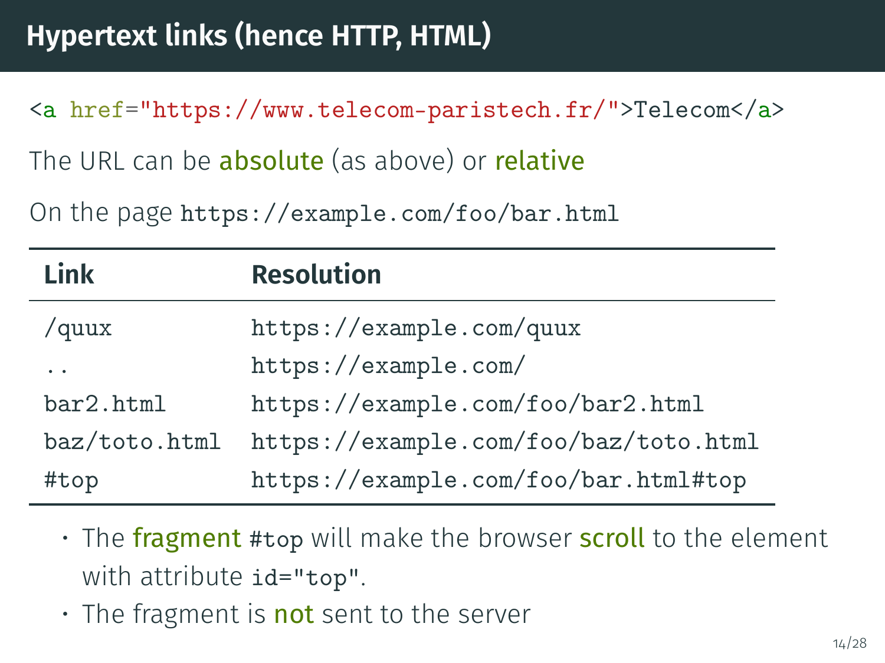# Hypertext links (hence HTTP, HTML)

```html
<a href="https://www.telecom-paristech.fr/">Telecom</a>
```

The URL can be **absolute** (as above) or **relative**

On the page `https://example.com/foo/bar.html`

| Link | Resolution |
|---|---|
| `/quux` | `https://example.com/quux` |
| `..` | `https://example.com/` |
| `bar2.html` | `https://example.com/foo/bar2.html` |
| `baz/toto.html` | `https://example.com/foo/baz/toto.html` |
| `#top` | `https://example.com/foo/bar.html#top` |

- The **fragment** `#top` will make the browser **scroll** to the element with attribute `id="top"`.
- The fragment is **not** sent to the server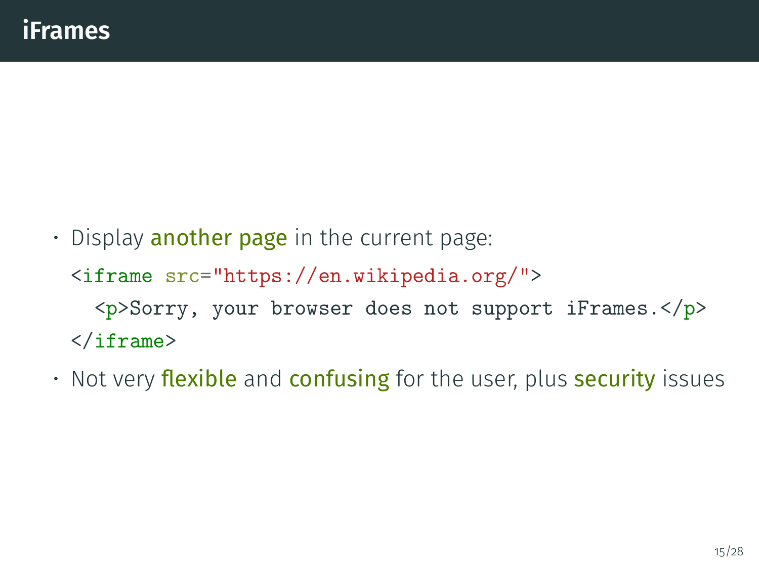# iFrames

- Display **another page** in the current page:

```html
<iframe src="https://en.wikipedia.org/">
  <p>Sorry, your browser does not support iFrames.</p>
</iframe>
```

- Not very **flexible** and **confusing** for the user, plus **security** issues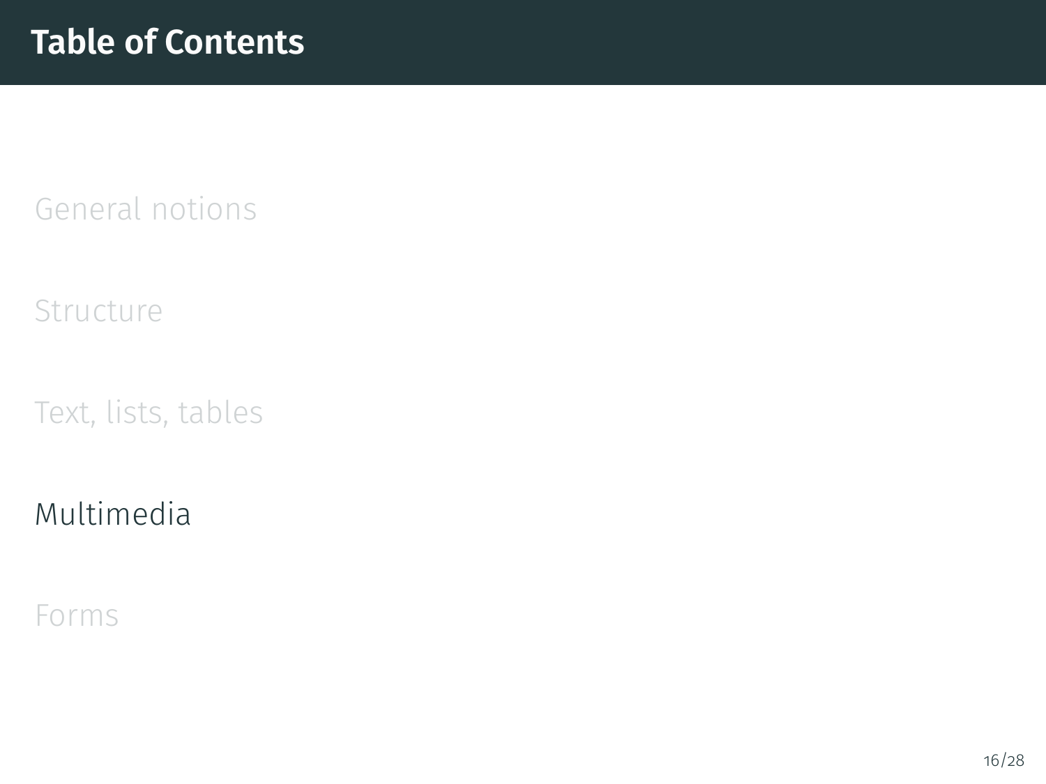# Table of Contents

General notions

Structure

Text, lists, tables

Multimedia

Forms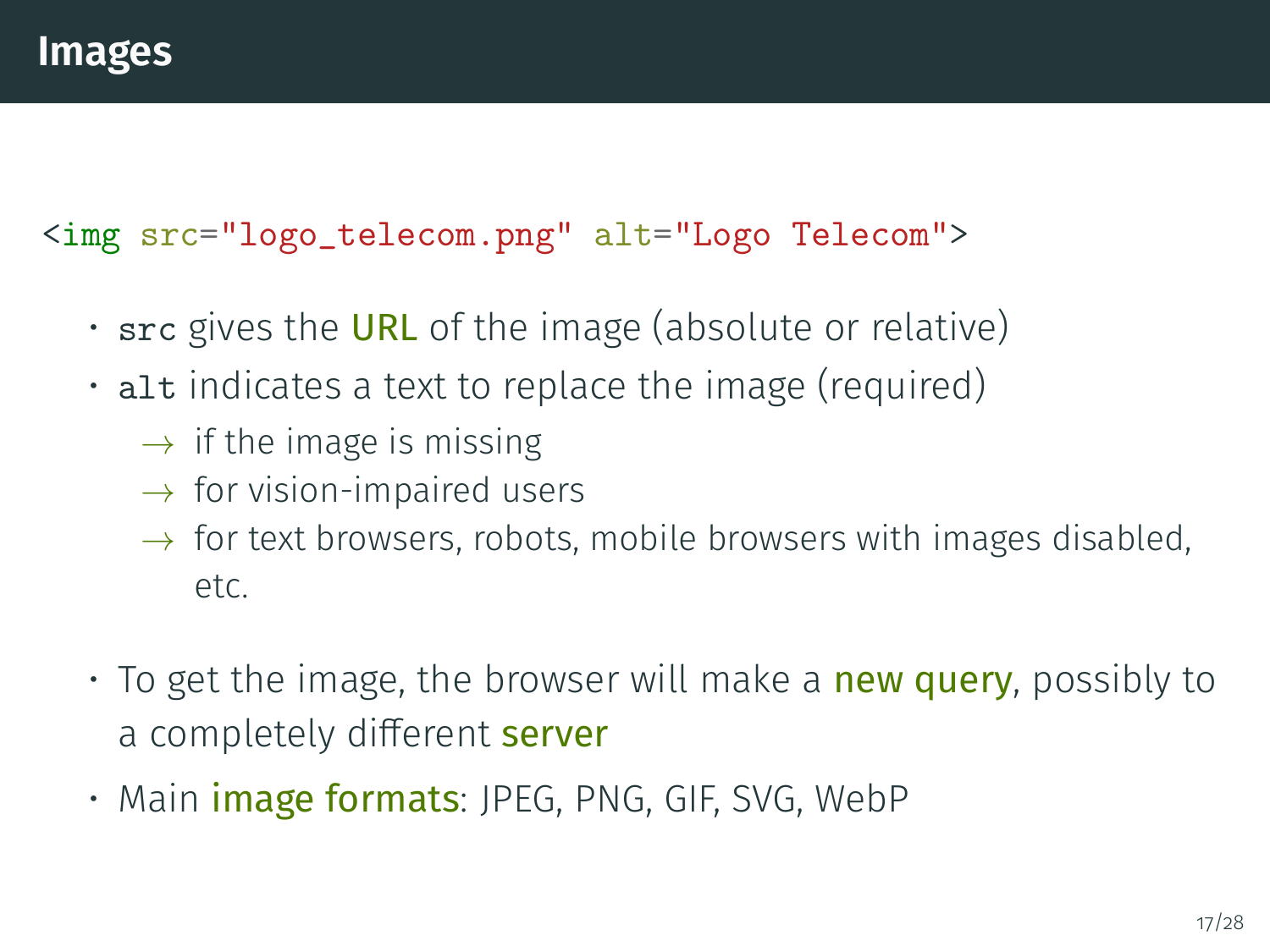# Images

```
<img src="logo_telecom.png" alt="Logo Telecom">
```

- `src` gives the **URL** of the image (absolute or relative)
- `alt` indicates a text to replace the image (required)
  - → if the image is missing
  - → for vision-impaired users
  - → for text browsers, robots, mobile browsers with images disabled, etc.

- To get the image, the browser will make a **new query**, possibly to a completely different **server**
- Main **image formats**: JPEG, PNG, GIF, SVG, WebP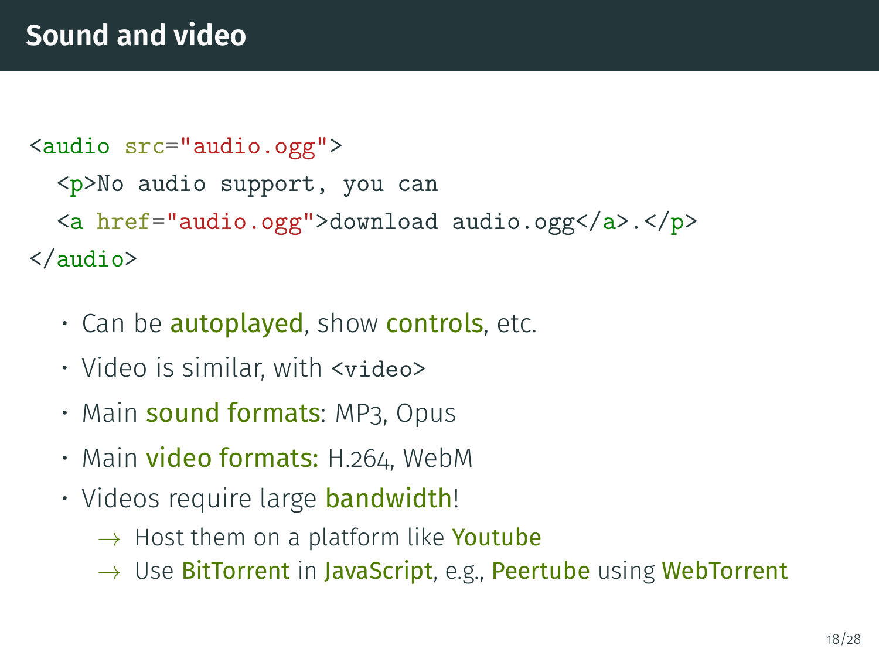# Sound and video

```html
<audio src="audio.ogg">
  <p>No audio support, you can
  <a href="audio.ogg">download audio.ogg</a>.</p>
</audio>
```

- Can be **autoplayed**, show **controls**, etc.
- Video is similar, with `<video>`
- Main **sound formats**: MP3, Opus
- Main **video formats:** H.264, WebM
- Videos require large **bandwidth**!
  - → Host them on a platform like **Youtube**
  - → Use **BitTorrent** in **JavaScript**, e.g., **Peertube** using **WebTorrent**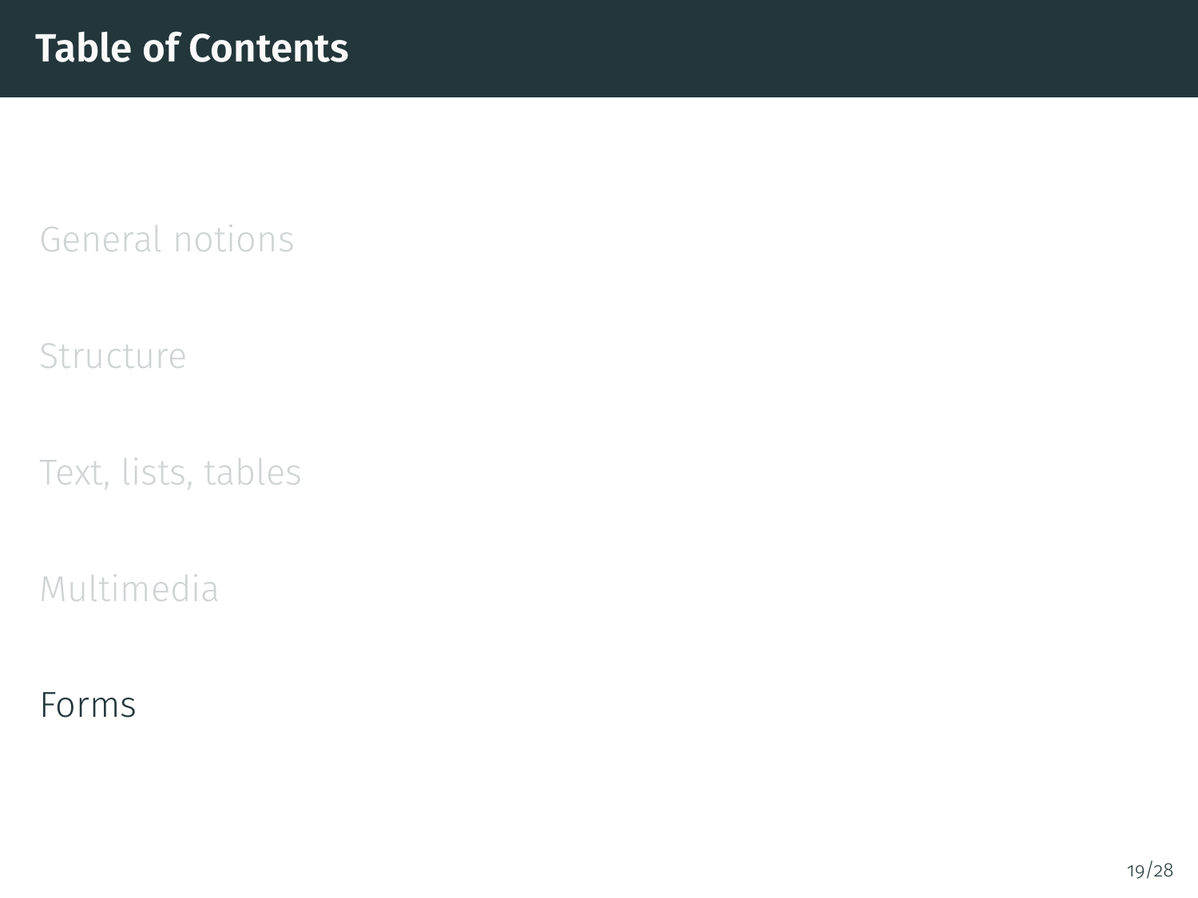# Table of Contents

General notions

Structure

Text, lists, tables

Multimedia

Forms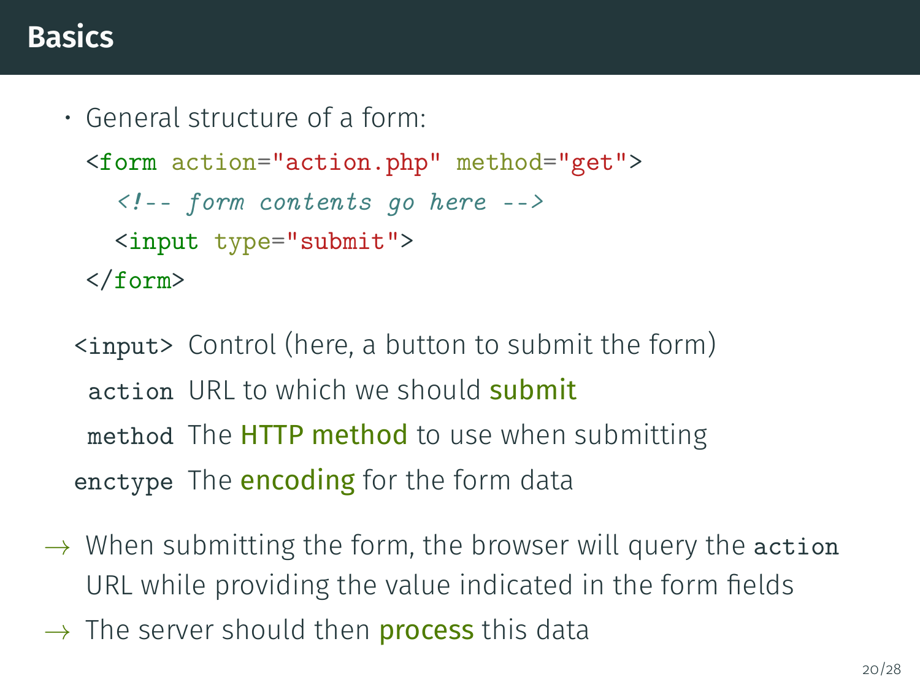# Basics

- General structure of a form:

```html
<form action="action.php" method="get">
  <!-- form contents go here -->
  <input type="submit">
</form>
```

`<input>` Control (here, a button to submit the form)

`action` URL to which we should **submit**

`method` The **HTTP method** to use when submitting

`enctype` The **encoding** for the form data

→ When submitting the form, the browser will query the `action` URL while providing the value indicated in the form fields

→ The server should then **process** this data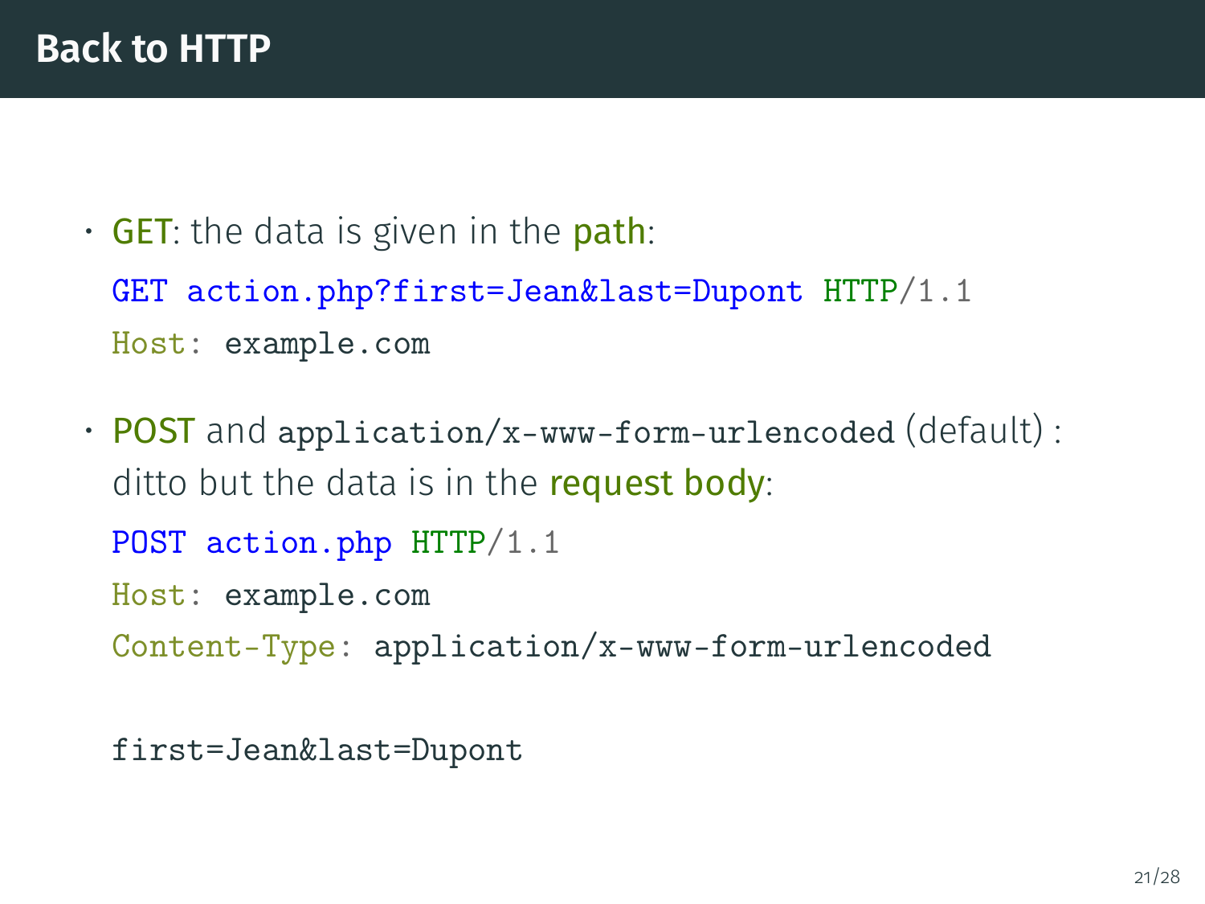# Back to HTTP

- **GET**: the data is given in the **path**:

  ```
  GET action.php?first=Jean&last=Dupont HTTP/1.1
  Host: example.com
  ```

- **POST** and `application/x-www-form-urlencoded` (default) : ditto but the data is in the **request body**:

  ```
  POST action.php HTTP/1.1
  Host: example.com
  Content-Type: application/x-www-form-urlencoded

  first=Jean&last=Dupont
  ```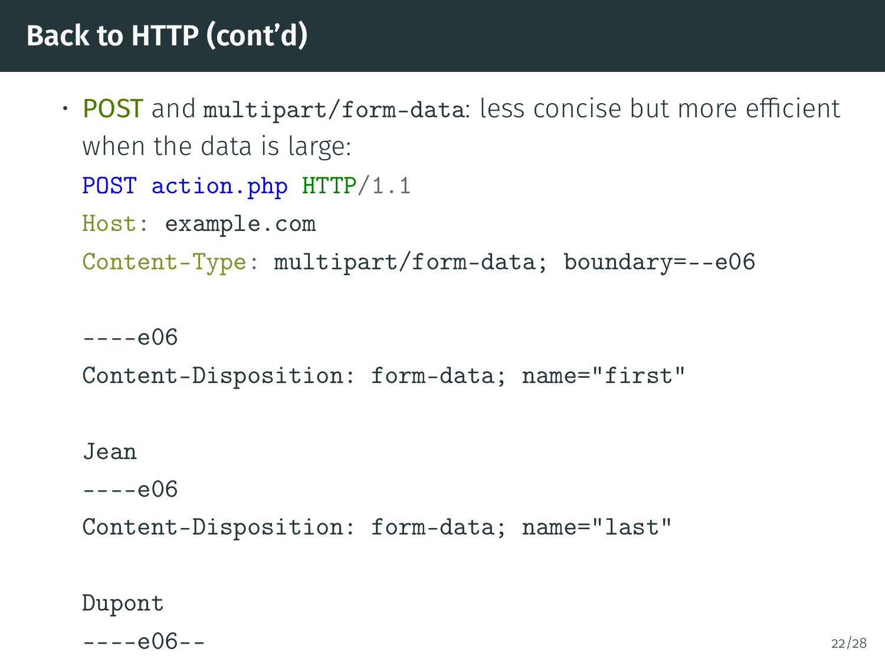# Back to HTTP (cont'd)

- POST and `multipart/form-data`: less concise but more efficient when the data is large:

```
POST action.php HTTP/1.1
Host: example.com
Content-Type: multipart/form-data; boundary=--e06

----e06
Content-Disposition: form-data; name="first"

Jean
----e06
Content-Disposition: form-data; name="last"

Dupont
----e06--
```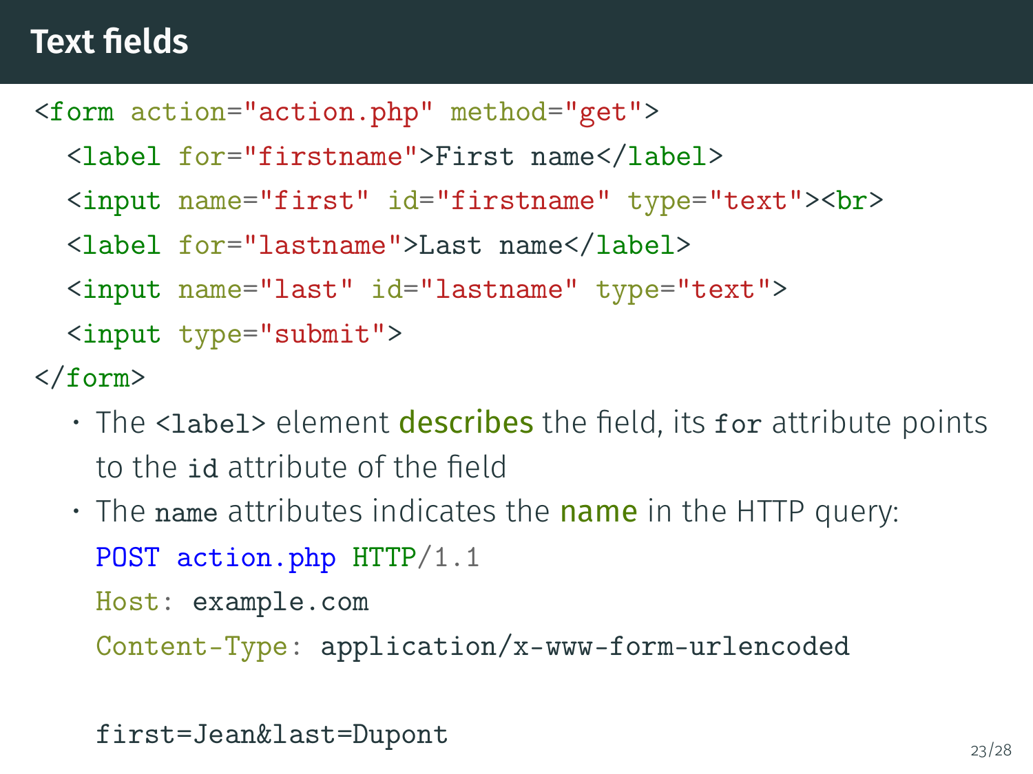# Text fields

```html
<form action="action.php" method="get">
  <label for="firstname">First name</label>
  <input name="first" id="firstname" type="text"><br>
  <label for="lastname">Last name</label>
  <input name="last" id="lastname" type="text">
  <input type="submit">
</form>
```

- The `<label>` element **describes** the field, its `for` attribute points to the `id` attribute of the field
- The `name` attributes indicates the **name** in the HTTP query:

```
POST action.php HTTP/1.1
Host: example.com
Content-Type: application/x-www-form-urlencoded

first=Jean&last=Dupont
```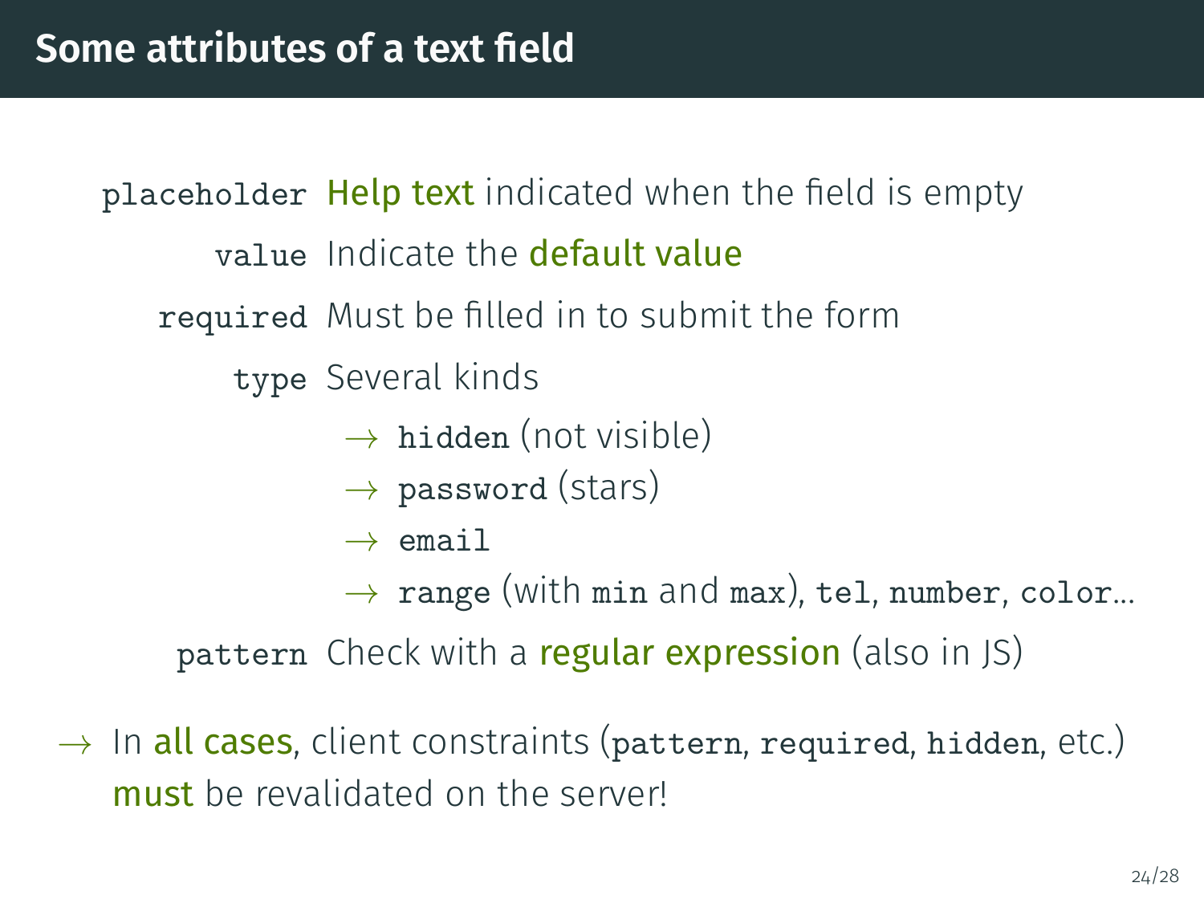# Some attributes of a text field

- `placeholder` **Help text** indicated when the field is empty
- `value` Indicate the **default value**
- `required` Must be filled in to submit the form
- `type` Several kinds
  - → `hidden` (not visible)
  - → `password` (stars)
  - → `email`
  - → `range` (with `min` and `max`), `tel`, `number`, `color`...
- `pattern` Check with a **regular expression** (also in JS)

→ In **all cases**, client constraints (`pattern`, `required`, `hidden`, etc.) **must** be revalidated on the server!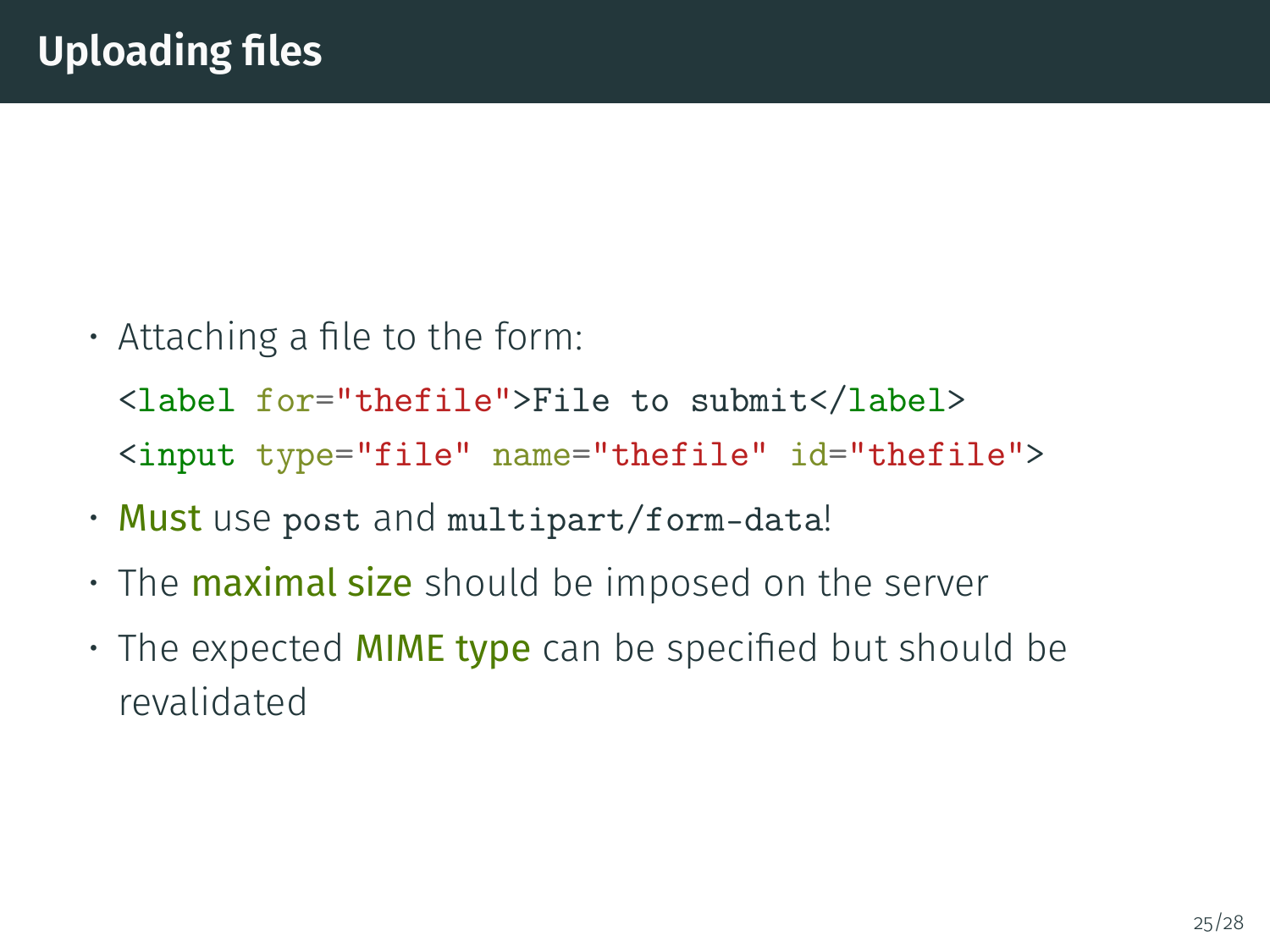# Uploading files

- Attaching a file to the form:

```
<label for="thefile">File to submit</label>
<input type="file" name="thefile" id="thefile">
```

- **Must** use `post` and `multipart/form-data`!
- The **maximal size** should be imposed on the server
- The expected **MIME type** can be specified but should be revalidated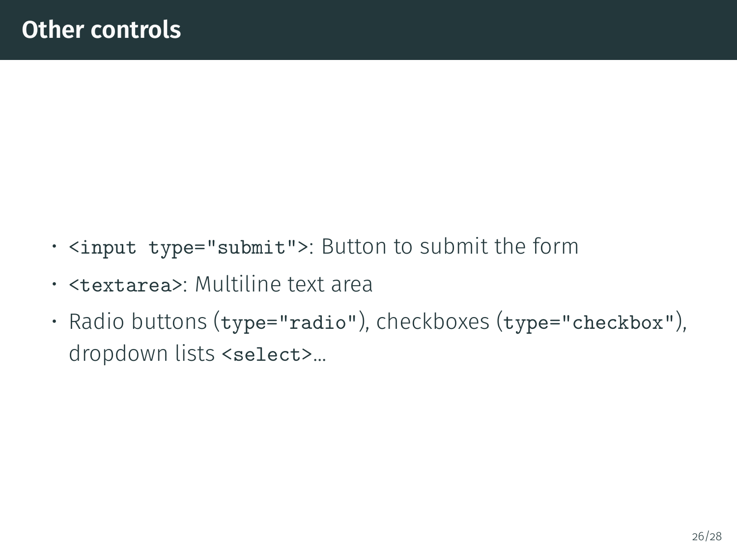# Other controls

- `<input type="submit">`: Button to submit the form
- `<textarea>`: Multiline text area
- Radio buttons (`type="radio"`), checkboxes (`type="checkbox"`), dropdown lists `<select>`...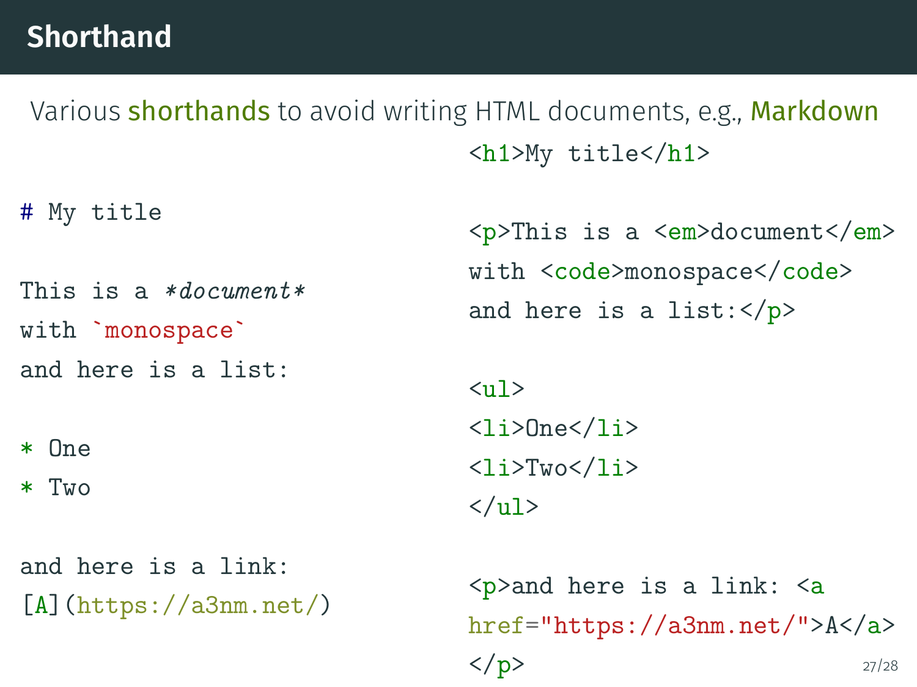# Shorthand

Various **shorthands** to avoid writing HTML documents, e.g., **Markdown**

```markdown
# My title

This is a *document*
with `monospace`
and here is a list:

* One
* Two

and here is a link:
[A](https://a3nm.net/)
```

```html
<h1>My title</h1>

<p>This is a <em>document</em>
with <code>monospace</code>
and here is a list:</p>

<ul>
<li>One</li>
<li>Two</li>
</ul>

<p>and here is a link: <a
href="https://a3nm.net/">A</a>
</p>
```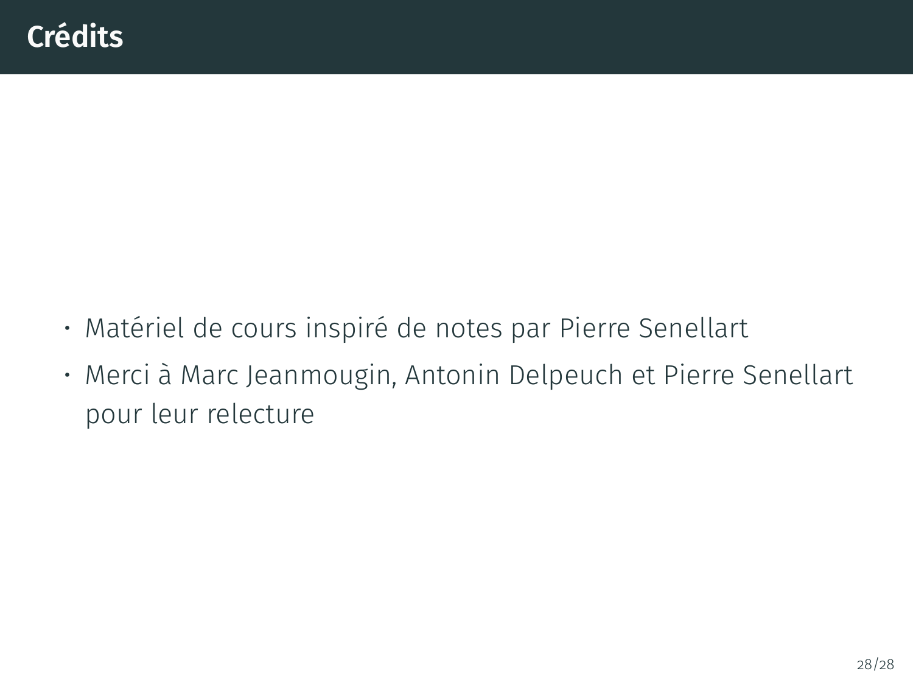# Crédits

- Matériel de cours inspiré de notes par Pierre Senellart
- Merci à Marc Jeanmougin, Antonin Delpeuch et Pierre Senellart pour leur relecture